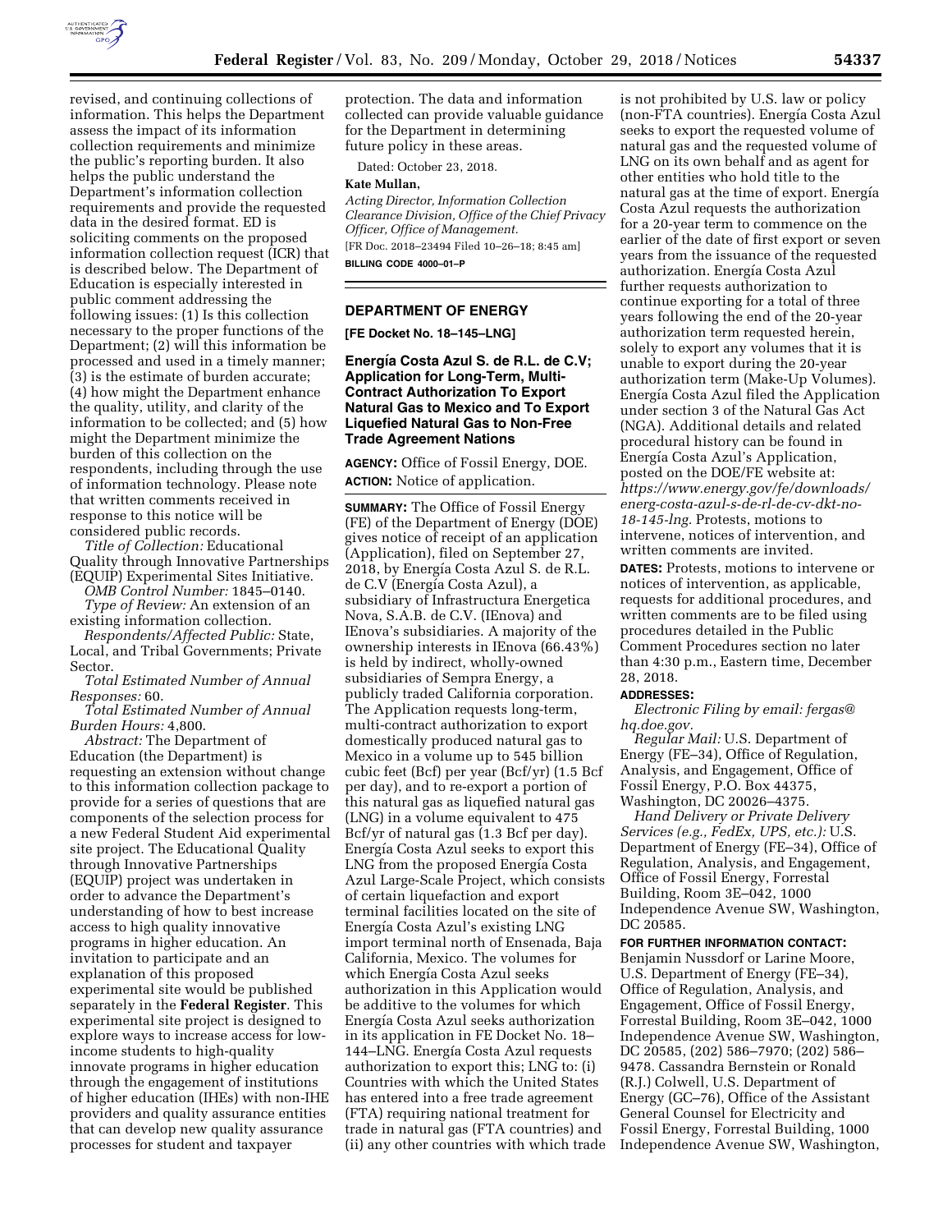revised, and continuing collections of information. This helps the Department assess the impact of its information collection requirements and minimize the public's reporting burden. It also helps the public understand the Department's information collection requirements and provide the requested data in the desired format. ED is soliciting comments on the proposed information collection request (ICR) that is described below. The Department of Education is especially interested in public comment addressing the following issues: (1) Is this collection necessary to the proper functions of the Department; (2) will this information be processed and used in a timely manner; (3) is the estimate of burden accurate; (4) how might the Department enhance the quality, utility, and clarity of the information to be collected; and (5) how might the Department minimize the burden of this collection on the respondents, including through the use of information technology. Please note that written comments received in response to this notice will be considered public records.

*Title of Collection:* Educational Quality through Innovative Partnerships (EQUIP) Experimental Sites Initiative.

*OMB Control Number:* 1845–0140.

*Type of Review:* An extension of an existing information collection.

*Respondents/Affected Public:* State, Local, and Tribal Governments; Private Sector.

*Total Estimated Number of Annual Responses:* 60.

*Total Estimated Number of Annual Burden Hours:* 4,800.

*Abstract:* The Department of Education (the Department) is requesting an extension without change to this information collection package to provide for a series of questions that are components of the selection process for a new Federal Student Aid experimental site project. The Educational Quality through Innovative Partnerships (EQUIP) project was undertaken in order to advance the Department's understanding of how to best increase access to high quality innovative programs in higher education. An invitation to participate and an explanation of this proposed experimental site would be published separately in the **Federal Register**. This experimental site project is designed to explore ways to increase access for low-income students to high-quality innovate programs in higher education through the engagement of institutions of higher education (IHEs) with non-IHE providers and quality assurance entities that can develop new quality assurance processes for student and taxpayer protection. The data and information collected can provide valuable guidance for the Department in determining future policy in these areas.

Dated: October 23, 2018.

**Kate Mullan,**

*Acting Director, Information Collection Clearance Division, Office of the Chief Privacy Officer, Office of Management.*

[FR Doc. 2018–23494 Filed 10–26–18; 8:45 am]

**BILLING CODE 4000–01–P**

---

## DEPARTMENT OF ENERGY

**[FE Docket No. 18–145–LNG]**

### Energía Costa Azul S. de R.L. de C.V; Application for Long-Term, Multi-Contract Authorization To Export Natural Gas to Mexico and To Export Liquefied Natural Gas to Non-Free Trade Agreement Nations

**AGENCY:** Office of Fossil Energy, DOE.

**ACTION:** Notice of application.

**SUMMARY:** The Office of Fossil Energy (FE) of the Department of Energy (DOE) gives notice of receipt of an application (Application), filed on September 27, 2018, by Energía Costa Azul S. de R.L. de C.V (Energía Costa Azul), a subsidiary of Infrastructura Energetica Nova, S.A.B. de C.V. (IEnova) and IEnova's subsidiaries. A majority of the ownership interests in IEnova (66.43%) is held by indirect, wholly-owned subsidiaries of Sempra Energy, a publicly traded California corporation. The Application requests long-term, multi-contract authorization to export domestically produced natural gas to Mexico in a volume up to 545 billion cubic feet (Bcf) per year (Bcf/yr) (1.5 Bcf per day), and to re-export a portion of this natural gas as liquefied natural gas (LNG) in a volume equivalent to 475 Bcf/yr of natural gas (1.3 Bcf per day). Energía Costa Azul seeks to export this LNG from the proposed Energía Costa Azul Large-Scale Project, which consists of certain liquefaction and export terminal facilities located on the site of Energía Costa Azul's existing LNG import terminal north of Ensenada, Baja California, Mexico. The volumes for which Energía Costa Azul seeks authorization in this Application would be additive to the volumes for which Energía Costa Azul seeks authorization in its application in FE Docket No. 18–144–LNG. Energía Costa Azul requests authorization to export this; LNG to: (i) Countries with which the United States has entered into a free trade agreement (FTA) requiring national treatment for trade in natural gas (FTA countries) and (ii) any other countries with which trade is not prohibited by U.S. law or policy (non-FTA countries). Energía Costa Azul seeks to export the requested volume of natural gas and the requested volume of LNG on its own behalf and as agent for other entities who hold title to the natural gas at the time of export. Energía Costa Azul requests the authorization for a 20-year term to commence on the earlier of the date of first export or seven years from the issuance of the requested authorization. Energía Costa Azul further requests authorization to continue exporting for a total of three years following the end of the 20-year authorization term requested herein, solely to export any volumes that it is unable to export during the 20-year authorization term (Make-Up Volumes). Energía Costa Azul filed the Application under section 3 of the Natural Gas Act (NGA). Additional details and related procedural history can be found in Energía Costa Azul's Application, posted on the DOE/FE website at: *https://www.energy.gov/fe/downloads/energ-costa-azul-s-de-rl-de-cv-dkt-no-18-145-lng.* Protests, motions to intervene, notices of intervention, and written comments are invited.

**DATES:** Protests, motions to intervene or notices of intervention, as applicable, requests for additional procedures, and written comments are to be filed using procedures detailed in the Public Comment Procedures section no later than 4:30 p.m., Eastern time, December 28, 2018.

**ADDRESSES:**

*Electronic Filing by email: fergas@hq.doe.gov.*

*Regular Mail:* U.S. Department of Energy (FE–34), Office of Regulation, Analysis, and Engagement, Office of Fossil Energy, P.O. Box 44375, Washington, DC 20026–4375.

*Hand Delivery or Private Delivery Services (e.g., FedEx, UPS, etc.):* U.S. Department of Energy (FE–34), Office of Regulation, Analysis, and Engagement, Office of Fossil Energy, Forrestal Building, Room 3E–042, 1000 Independence Avenue SW, Washington, DC 20585.

**FOR FURTHER INFORMATION CONTACT:** Benjamin Nussdorf or Larine Moore, U.S. Department of Energy (FE–34), Office of Regulation, Analysis, and Engagement, Office of Fossil Energy, Forrestal Building, Room 3E–042, 1000 Independence Avenue SW, Washington, DC 20585, (202) 586–7970; (202) 586–9478. Cassandra Bernstein or Ronald (R.J.) Colwell, U.S. Department of Energy (GC–76), Office of the Assistant General Counsel for Electricity and Fossil Energy, Forrestal Building, 1000 Independence Avenue SW, Washington,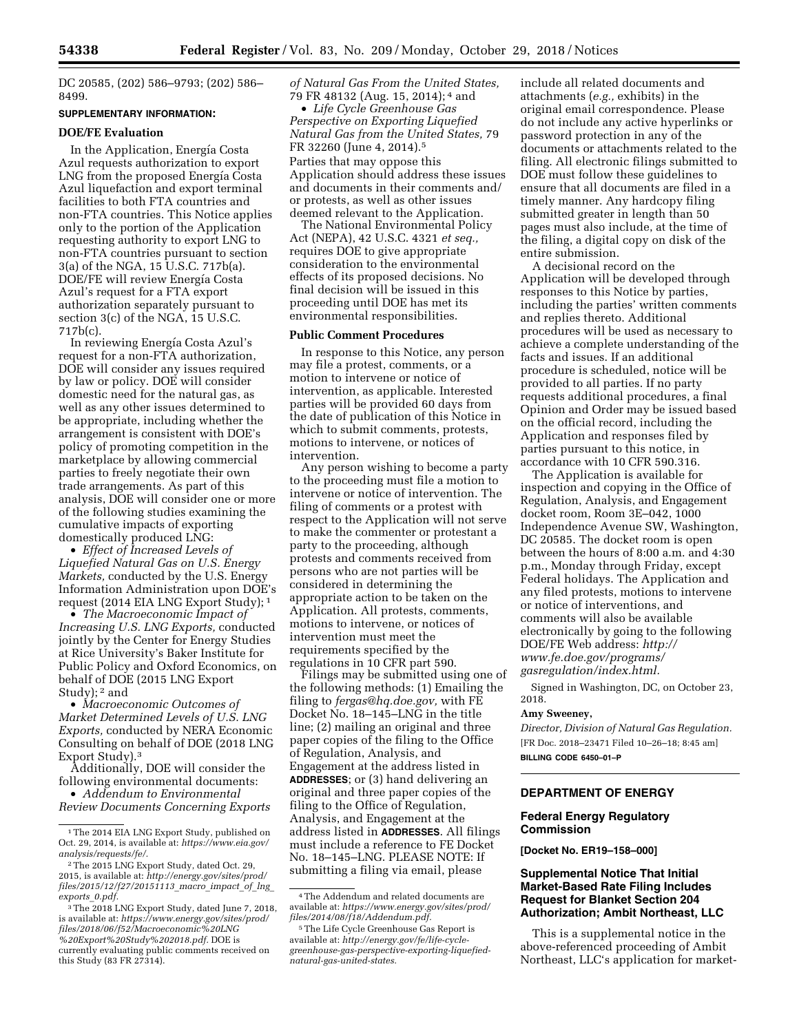DC 20585, (202) 586–9793; (202) 586–8499.

**SUPPLEMENTARY INFORMATION:**

**DOE/FE Evaluation**

In the Application, Energía Costa Azul requests authorization to export LNG from the proposed Energía Costa Azul liquefaction and export terminal facilities to both FTA countries and non-FTA countries. This Notice applies only to the portion of the Application requesting authority to export LNG to non-FTA countries pursuant to section 3(a) of the NGA, 15 U.S.C. 717b(a). DOE/FE will review Energía Costa Azul's request for a FTA export authorization separately pursuant to section 3(c) of the NGA, 15 U.S.C. 717b(c).

In reviewing Energía Costa Azul's request for a non-FTA authorization, DOE will consider any issues required by law or policy. DOE will consider domestic need for the natural gas, as well as any other issues determined to be appropriate, including whether the arrangement is consistent with DOE's policy of promoting competition in the marketplace by allowing commercial parties to freely negotiate their own trade arrangements. As part of this analysis, DOE will consider one or more of the following studies examining the cumulative impacts of exporting domestically produced LNG:

- *Effect of Increased Levels of Liquefied Natural Gas on U.S. Energy Markets,* conducted by the U.S. Energy Information Administration upon DOE's request (2014 EIA LNG Export Study); [1]
- *The Macroeconomic Impact of Increasing U.S. LNG Exports,* conducted jointly by the Center for Energy Studies at Rice University's Baker Institute for Public Policy and Oxford Economics, on behalf of DOE (2015 LNG Export Study); [2] and
- *Macroeconomic Outcomes of Market Determined Levels of U.S. LNG Exports,* conducted by NERA Economic Consulting on behalf of DOE (2018 LNG Export Study).[3]

Additionally, DOE will consider the following environmental documents:

- *Addendum to Environmental Review Documents Concerning Exports of Natural Gas From the United States,* 79 FR 48132 (Aug. 15, 2014); [4] and
- *Life Cycle Greenhouse Gas Perspective on Exporting Liquefied Natural Gas from the United States,* 79 FR 32260 (June 4, 2014).[5]

Parties that may oppose this Application should address these issues and documents in their comments and/or protests, as well as other issues deemed relevant to the Application.

The National Environmental Policy Act (NEPA), 42 U.S.C. 4321 *et seq.,* requires DOE to give appropriate consideration to the environmental effects of its proposed decisions. No final decision will be issued in this proceeding until DOE has met its environmental responsibilities.

**Public Comment Procedures**

In response to this Notice, any person may file a protest, comments, or a motion to intervene or notice of intervention, as applicable. Interested parties will be provided 60 days from the date of publication of this Notice in which to submit comments, protests, motions to intervene, or notices of intervention.

Any person wishing to become a party to the proceeding must file a motion to intervene or notice of intervention. The filing of comments or a protest with respect to the Application will not serve to make the commenter or protestant a party to the proceeding, although protests and comments received from persons who are not parties will be considered in determining the appropriate action to be taken on the Application. All protests, comments, motions to intervene, or notices of intervention must meet the requirements specified by the regulations in 10 CFR part 590.

Filings may be submitted using one of the following methods: (1) Emailing the filing to *fergas@hq.doe.gov,* with FE Docket No. 18–145–LNG in the title line; (2) mailing an original and three paper copies of the filing to the Office of Regulation, Analysis, and Engagement at the address listed in **ADDRESSES**; or (3) hand delivering an original and three paper copies of the filing to the Office of Regulation, Analysis, and Engagement at the address listed in **ADDRESSES**. All filings must include a reference to FE Docket No. 18–145–LNG. PLEASE NOTE: If submitting a filing via email, please include all related documents and attachments (*e.g.,* exhibits) in the original email correspondence. Please do not include any active hyperlinks or password protection in any of the documents or attachments related to the filing. All electronic filings submitted to DOE must follow these guidelines to ensure that all documents are filed in a timely manner. Any hardcopy filing submitted greater in length than 50 pages must also include, at the time of the filing, a digital copy on disk of the entire submission.

A decisional record on the Application will be developed through responses to this Notice by parties, including the parties' written comments and replies thereto. Additional procedures will be used as necessary to achieve a complete understanding of the facts and issues. If an additional procedure is scheduled, notice will be provided to all parties. If no party requests additional procedures, a final Opinion and Order may be issued based on the official record, including the Application and responses filed by parties pursuant to this notice, in accordance with 10 CFR 590.316.

The Application is available for inspection and copying in the Office of Regulation, Analysis, and Engagement docket room, Room 3E–042, 1000 Independence Avenue SW, Washington, DC 20585. The docket room is open between the hours of 8:00 a.m. and 4:30 p.m., Monday through Friday, except Federal holidays. The Application and any filed protests, motions to intervene or notice of interventions, and comments will also be available electronically by going to the following DOE/FE Web address: *http://www.fe.doe.gov/programs/gasregulation/index.html.*

Signed in Washington, DC, on October 23, 2018.

**Amy Sweeney,**

*Director, Division of Natural Gas Regulation.*

[FR Doc. 2018–23471 Filed 10–26–18; 8:45 am]

**BILLING CODE 6450–01–P**

---

[1] The 2014 EIA LNG Export Study, published on Oct. 29, 2014, is available at: *https://www.eia.gov/analysis/requests/fe/.*

[2] The 2015 LNG Export Study, dated Oct. 29, 2015, is available at: *http://energy.gov/sites/prod/files/2015/12/f27/20151113_macro_impact_of_lng_exports_0.pdf.*

[3] The 2018 LNG Export Study, dated June 7, 2018, is available at: *https://www.energy.gov/sites/prod/files/2018/06/f52/Macroeconomic%20LNG%20Export%20Study%202018.pdf.* DOE is currently evaluating public comments received on this Study (83 FR 27314).

[4] The Addendum and related documents are available at: *https://www.energy.gov/sites/prod/files/2014/08/f18/Addendum.pdf.*

[5] The Life Cycle Greenhouse Gas Report is available at: *http://energy.gov/fe/life-cycle-greenhouse-gas-perspective-exporting-liquefied-natural-gas-united-states.*

---

## DEPARTMENT OF ENERGY

### Federal Energy Regulatory Commission

**[Docket No. ER19–158–000]**

### Supplemental Notice That Initial Market-Based Rate Filing Includes Request for Blanket Section 204 Authorization; Ambit Northeast, LLC

This is a supplemental notice in the above-referenced proceeding of Ambit Northeast, LLC's application for market-